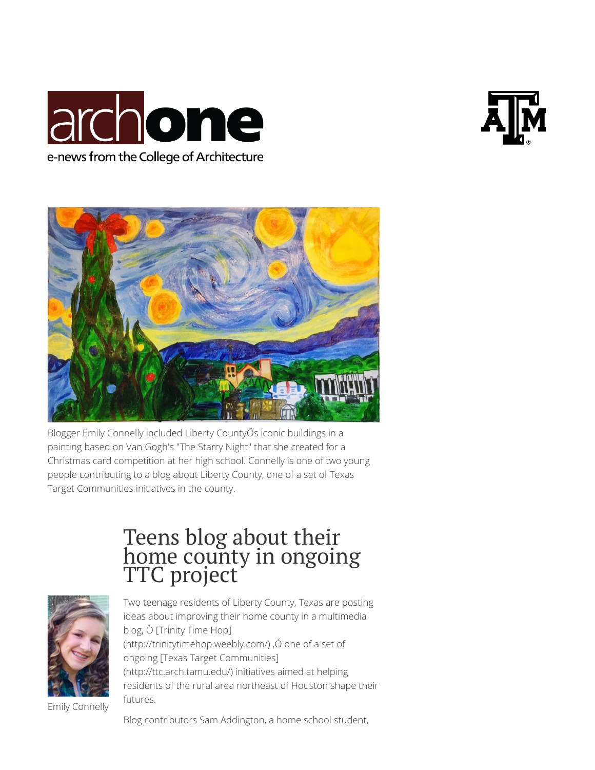archone

e-news from the College of Architecture

Blogger Emily Connelly included Liberty CountyÕs iconic buildings in a painting based on Van Gogh's "The Starry Night" that she created for a Christmas card competition at her high school. Connelly is one of two young people contributing to a blog about Liberty County, one of a set of Texas Target Communities initiatives in the county.

# Teens blog about their home county in ongoing TTC project

Emily Connelly

Two teenage residents of Liberty County, Texas are posting ideas about improving their home county in a multimedia blog, Ò [Trinity Time Hop] (http://trinitytimehop.weebly.com/) ,Ó one of a set of ongoing [Texas Target Communities] (http://ttc.arch.tamu.edu/) initiatives aimed at helping residents of the rural area northeast of Houston shape their futures.

Blog contributors Sam Addington, a home school student,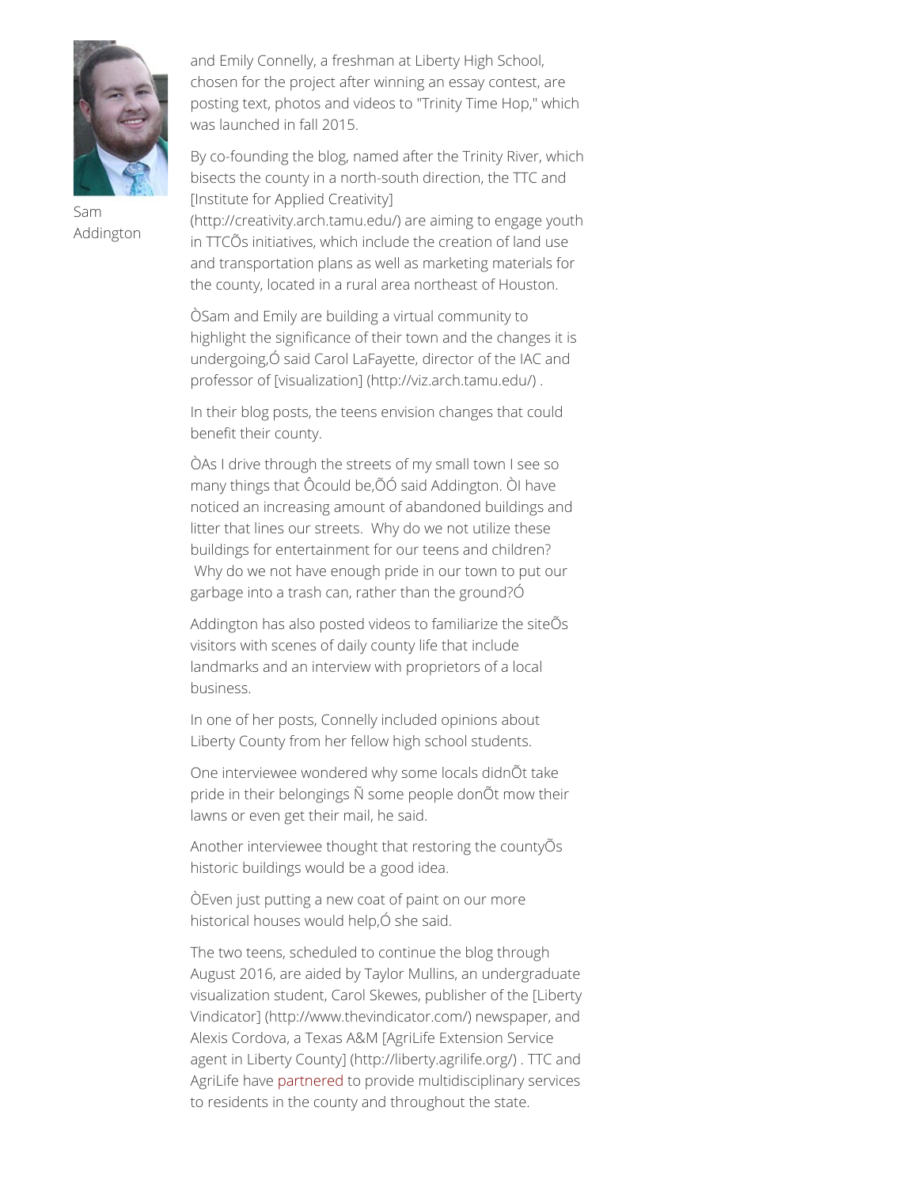Sam Addington

and Emily Connelly, a freshman at Liberty High School, chosen for the project after winning an essay contest, are posting text, photos and videos to "Trinity Time Hop," which was launched in fall 2015.

By co-founding the blog, named after the Trinity River, which bisects the county in a north-south direction, the TTC and [Institute for Applied Creativity] (http://creativity.arch.tamu.edu/) are aiming to engage youth in TTCÕs initiatives, which include the creation of land use and transportation plans as well as marketing materials for the county, located in a rural area northeast of Houston.

ÒSam and Emily are building a virtual community to highlight the significance of their town and the changes it is undergoing,Ó said Carol LaFayette, director of the IAC and professor of [visualization] (http://viz.arch.tamu.edu/) .

In their blog posts, the teens envision changes that could benefit their county.

ÒAs I drive through the streets of my small town I see so many things that Ôcould be,ÕÓ said Addington. ÒI have noticed an increasing amount of abandoned buildings and litter that lines our streets.  Why do we not utilize these buildings for entertainment for our teens and children?  Why do we not have enough pride in our town to put our garbage into a trash can, rather than the ground?Ó

Addington has also posted videos to familiarize the siteÕs visitors with scenes of daily county life that include landmarks and an interview with proprietors of a local business.

In one of her posts, Connelly included opinions about Liberty County from her fellow high school students.

One interviewee wondered why some locals didnÕt take pride in their belongings Ñ some people donÕt mow their lawns or even get their mail, he said.

Another interviewee thought that restoring the countyÕs historic buildings would be a good idea.

ÒEven just putting a new coat of paint on our more historical houses would help,Ó she said.

The two teens, scheduled to continue the blog through August 2016, are aided by Taylor Mullins, an undergraduate visualization student, Carol Skewes, publisher of the [Liberty Vindicator] (http://www.thevindicator.com/) newspaper, and Alexis Cordova, a Texas A&M [AgriLife Extension Service agent in Liberty County] (http://liberty.agrilife.org/) . TTC and AgriLife have partnered to provide multidisciplinary services to residents in the county and throughout the state.